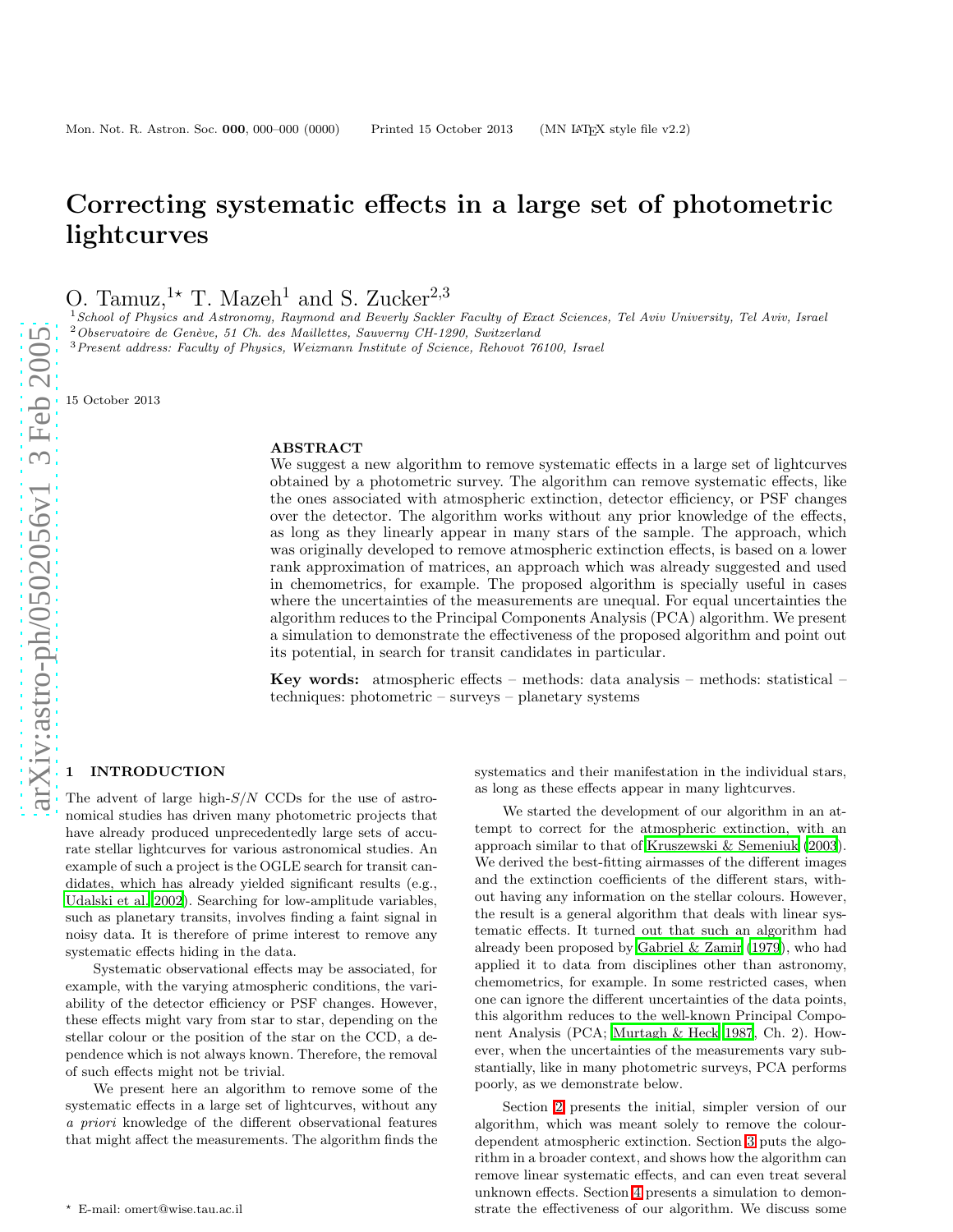# Correcting systematic effects in a large set of photometric lightcurves

O. Tamuz,[1*] T. Mazeh[1] and S. Zucker[2,3]

[1] *School of Physics and Astronomy, Raymond and Beverly Sackler Faculty of Exact Sciences, Tel Aviv University, Tel Aviv, Israel*
[2] *Observatoire de Genève, 51 Ch. des Maillettes, Sauverny CH-1290, Switzerland*
[3] *Present address: Faculty of Physics, Weizmann Institute of Science, Rehovot 76100, Israel*

15 October 2013

## ABSTRACT

We suggest a new algorithm to remove systematic effects in a large set of lightcurves obtained by a photometric survey. The algorithm can remove systematic effects, like the ones associated with atmospheric extinction, detector efficiency, or PSF changes over the detector. The algorithm works without any prior knowledge of the effects, as long as they linearly appear in many stars of the sample. The approach, which was originally developed to remove atmospheric extinction effects, is based on a lower rank approximation of matrices, an approach which was already suggested and used in chemometrics, for example. The proposed algorithm is specially useful in cases where the uncertainties of the measurements are unequal. For equal uncertainties the algorithm reduces to the Principal Components Analysis (PCA) algorithm. We present a simulation to demonstrate the effectiveness of the proposed algorithm and point out its potential, in search for transit candidates in particular.

**Key words:** atmospheric effects – methods: data analysis – methods: statistical – techniques: photometric – surveys – planetary systems

## 1 INTRODUCTION

The advent of large high-$S/N$ CCDs for the use of astronomical studies has driven many photometric projects that have already produced unprecedentedly large sets of accurate stellar lightcurves for various astronomical studies. An example of such a project is the OGLE search for transit candidates, which has already yielded significant results (e.g., Udalski et al. 2002). Searching for low-amplitude variables, such as planetary transits, involves finding a faint signal in noisy data. It is therefore of prime interest to remove any systematic effects hiding in the data.

Systematic observational effects may be associated, for example, with the varying atmospheric conditions, the variability of the detector efficiency or PSF changes. However, these effects might vary from star to star, depending on the stellar colour or the position of the star on the CCD, a dependence which is not always known. Therefore, the removal of such effects might not be trivial.

We present here an algorithm to remove some of the systematic effects in a large set of lightcurves, without any *a priori* knowledge of the different observational features that might affect the measurements. The algorithm finds the systematics and their manifestation in the individual stars, as long as these effects appear in many lightcurves.

We started the development of our algorithm in an attempt to correct for the atmospheric extinction, with an approach similar to that of Kruszewski & Semeniuk (2003). We derived the best-fitting airmasses of the different images and the extinction coefficients of the different stars, without having any information on the stellar colours. However, the result is a general algorithm that deals with linear systematic effects. It turned out that such an algorithm had already been proposed by Gabriel & Zamir (1979), who had applied it to data from disciplines other than astronomy, chemometrics, for example. In some restricted cases, when one can ignore the different uncertainties of the data points, this algorithm reduces to the well-known Principal Component Analysis (PCA; Murtagh & Heck 1987, Ch. 2). However, when the uncertainties of the measurements vary substantially, like in many photometric surveys, PCA performs poorly, as we demonstrate below.

Section 2 presents the initial, simpler version of our algorithm, which was meant solely to remove the colour-dependent atmospheric extinction. Section 3 puts the algorithm in a broader context, and shows how the algorithm can remove linear systematic effects, and can even treat several unknown effects. Section 4 presents a simulation to demonstrate the effectiveness of our algorithm. We discuss some

* E-mail: omert@wise.tau.ac.il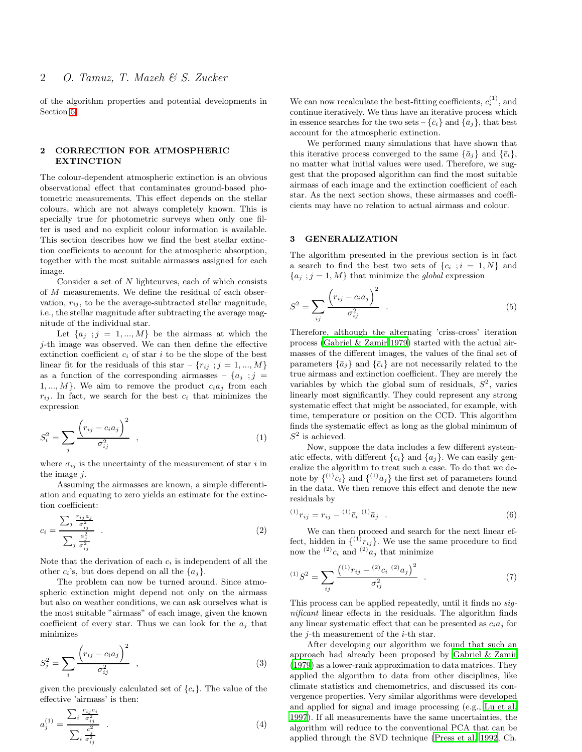of the algorithm properties and potential developments in Section 5.

## 2 CORRECTION FOR ATMOSPHERIC EXTINCTION

The colour-dependent atmospheric extinction is an obvious observational effect that contaminates ground-based photometric measurements. This effect depends on the stellar colours, which are not always completely known. This is specially true for photometric surveys when only one filter is used and no explicit colour information is available. This section describes how we find the best stellar extinction coefficients to account for the atmospheric absorption, together with the most suitable airmasses assigned for each image.

Consider a set of $N$ lightcurves, each of which consists of $M$ measurements. We define the residual of each observation, $r_{ij}$, to be the average-subtracted stellar magnitude, i.e., the stellar magnitude after subtracting the average magnitude of the individual star.

Let $\{a_j \; ; j = 1, ..., M\}$ be the airmass at which the $j$-th image was observed. We can then define the effective extinction coefficient $c_i$ of star $i$ to be the slope of the best linear fit for the residuals of this star – $\{r_{ij} \; ; j = 1, ..., M\}$ as a function of the corresponding airmasses – $\{a_j \; ; j = 1, ..., M\}$. We aim to remove the product $c_i a_j$ from each $r_{ij}$. In fact, we search for the best $c_i$ that minimizes the expression

$$S_i^2 = \sum_j \frac{\left(r_{ij} - c_i a_j\right)^2}{\sigma_{ij}^2} \quad , \tag{1}$$

where $\sigma_{ij}$ is the uncertainty of the measurement of star $i$ in the image $j$.

Assuming the airmasses are known, a simple differentiation and equating to zero yields an estimate for the extinction coefficient:

$$c_i = \frac{\sum_j \frac{r_{ij} a_j}{\sigma_{ij}^2}}{\sum_j \frac{a_j^2}{\sigma_{ij}^2}} \quad . \tag{2}$$

Note that the derivation of each $c_i$ is independent of all the other $c_i$'s, but does depend on all the $\{a_j\}$.

The problem can now be turned around. Since atmospheric extinction might depend not only on the airmass but also on weather conditions, we can ask ourselves what is the most suitable "airmass" of each image, given the known coefficient of every star. Thus we can look for the $a_j$ that minimizes

$$S_j^2 = \sum_i \frac{\left(r_{ij} - c_i a_j\right)^2}{\sigma_{ij}^2} \quad , \tag{3}$$

given the previously calculated set of $\{c_i\}$. The value of the effective 'airmass' is then:

$$a_j^{(1)} = \frac{\sum_i \frac{r_{ij} c_i}{\sigma_{ij}^2}}{\sum_i \frac{c_i^2}{\sigma_{ij}^2}} \quad . \tag{4}$$

We can now recalculate the best-fitting coefficients, $c_i^{(1)}$, and continue iteratively. We thus have an iterative process which in essence searches for the two sets – $\{\bar{c}_i\}$ and $\{\bar{a}_j\}$, that best account for the atmospheric extinction.

We performed many simulations that have shown that this iterative process converged to the same $\{\bar{a}_j\}$ and $\{\bar{c}_i\}$, no matter what initial values were used. Therefore, we suggest that the proposed algorithm can find the most suitable airmass of each image and the extinction coefficient of each star. As the next section shows, these airmasses and coefficients may have no relation to actual airmass and colour.

## 3 GENERALIZATION

The algorithm presented in the previous section is in fact a search to find the best two sets of $\{c_i \; ; i = 1, N\}$ and $\{a_j \; ; j = 1, M\}$ that minimize the *global* expression

$$S^2 = \sum_{ij} \frac{\left(r_{ij} - c_i a_j\right)^2}{\sigma_{ij}^2} \quad . \tag{5}$$

Therefore, although the alternating 'criss-cross' iteration process (Gabriel & Zamir 1979) started with the actual airmasses of the different images, the values of the final set of parameters $\{\bar{a}_j\}$ and $\{\bar{c}_i\}$ are not necessarily related to the true airmass and extinction coefficient. They are merely the variables by which the global sum of residuals, $S^2$, varies linearly most significantly. They could represent any strong systematic effect that might be associated, for example, with time, temperature or position on the CCD. This algorithm finds the systematic effect as long as the global minimum of $S^2$ is achieved.

Now, suppose the data includes a few different systematic effects, with different $\{c_i\}$ and $\{a_j\}$. We can easily generalize the algorithm to treat such a case. To do that we denote by $\{^{(1)}\bar{c}_i\}$ and $\{^{(1)}\bar{a}_j\}$ the first set of parameters found in the data. We then remove this effect and denote the new residuals by

$$^{(1)}r_{ij} = r_{ij} - {}^{(1)}\bar{c}_i \; {}^{(1)}\bar{a}_j \quad . \tag{6}$$

We can then proceed and search for the next linear effect, hidden in $\{^{(1)}r_{ij}\}$. We use the same procedure to find now the $^{(2)}c_i$ and $^{(2)}a_j$ that minimize

$$^{(1)}S^2 = \sum_{ij} \frac{\left(^{(1)}r_{ij} - {}^{(2)}c_i \; {}^{(2)}a_j\right)^2}{\sigma_{ij}^2} \quad . \tag{7}$$

This process can be applied repeatedly, until it finds no *significant* linear effects in the residuals. The algorithm finds any linear systematic effect that can be presented as $c_i a_j$ for the $j$-th measurement of the $i$-th star.

After developing our algorithm we found that such an approach had already been proposed by Gabriel & Zamir (1979) as a lower-rank approximation to data matrices. They applied the algorithm to data from other disciplines, like climate statistics and chemometrics, and discussed its convergence properties. Very similar algorithms were developed and applied for signal and image processing (e.g., Lu et al. 1997). If all measurements have the same uncertainties, the algorithm will reduce to the conventional PCA that can be applied through the SVD technique (Press et al. 1992, Ch.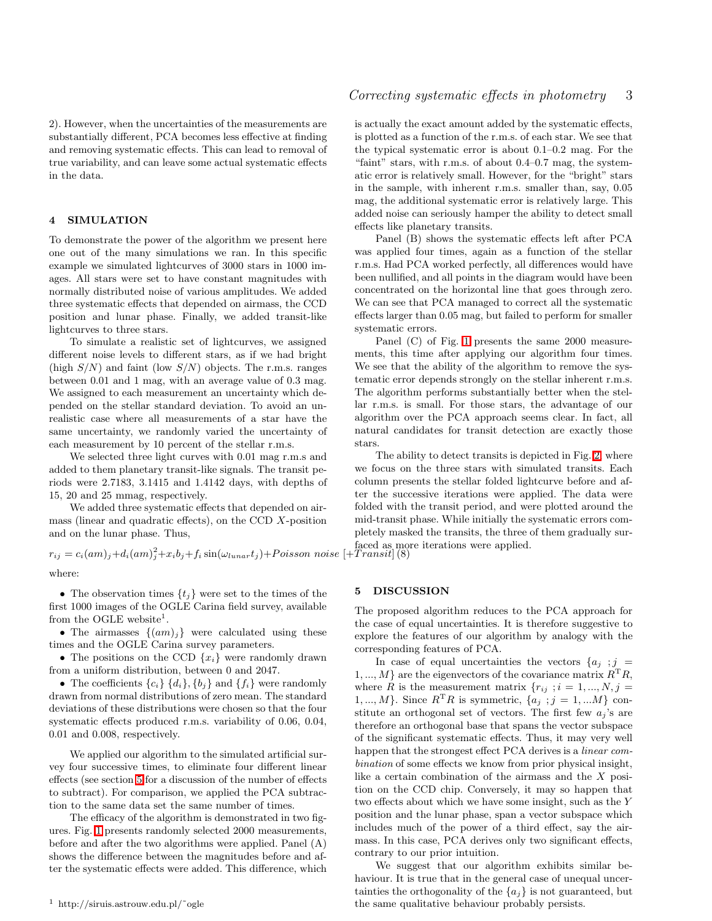2). However, when the uncertainties of the measurements are substantially different, PCA becomes less effective at finding and removing systematic effects. This can lead to removal of true variability, and can leave some actual systematic effects in the data.

## 4 SIMULATION

To demonstrate the power of the algorithm we present here one out of the many simulations we ran. In this specific example we simulated lightcurves of 3000 stars in 1000 images. All stars were set to have constant magnitudes with normally distributed noise of various amplitudes. We added three systematic effects that depended on airmass, the CCD position and lunar phase. Finally, we added transit-like lightcurves to three stars.

To simulate a realistic set of lightcurves, we assigned different noise levels to different stars, as if we had bright (high $S/N$) and faint (low $S/N$) objects. The r.m.s. ranges between 0.01 and 1 mag, with an average value of 0.3 mag. We assigned to each measurement an uncertainty which depended on the stellar standard deviation. To avoid an unrealistic case where all measurements of a star have the same uncertainty, we randomly varied the uncertainty of each measurement by 10 percent of the stellar r.m.s.

We selected three light curves with 0.01 mag r.m.s and added to them planetary transit-like signals. The transit periods were 2.7183, 3.1415 and 1.4142 days, with depths of 15, 20 and 25 mmag, respectively.

We added three systematic effects that depended on airmass (linear and quadratic effects), on the CCD $X$-position and on the lunar phase. Thus,

$$r_{ij} = c_i(am)_j + d_i(am)_j^2 + x_i b_j + f_i \sin(\omega_{lunar} t_j) + Poisson\ noise\ [+Transit] \quad (8)$$

where:

- The observation times $\{t_j\}$ were set to the times of the first 1000 images of the OGLE Carina field survey, available from the OGLE website[1].
- The airmasses $\{(am)_j\}$ were calculated using these times and the OGLE Carina survey parameters.
- The positions on the CCD $\{x_i\}$ were randomly drawn from a uniform distribution, between 0 and 2047.
- The coefficients $\{c_i\}$ $\{d_i\}$, $\{b_j\}$ and $\{f_i\}$ were randomly drawn from normal distributions of zero mean. The standard deviations of these distributions were chosen so that the four systematic effects produced r.m.s. variability of 0.06, 0.04, 0.01 and 0.008, respectively.

We applied our algorithm to the simulated artificial survey four successive times, to eliminate four different linear effects (see section 5 for a discussion of the number of effects to subtract). For comparison, we applied the PCA subtraction to the same data set the same number of times.

The efficacy of the algorithm is demonstrated in two figures. Fig. 1 presents randomly selected 2000 measurements, before and after the two algorithms were applied. Panel (A) shows the difference between the magnitudes before and after the systematic effects were added. This difference, which is actually the exact amount added by the systematic effects, is plotted as a function of the r.m.s. of each star. We see that the typical systematic error is about 0.1–0.2 mag. For the "faint" stars, with r.m.s. of about 0.4–0.7 mag, the systematic error is relatively small. However, for the "bright" stars in the sample, with inherent r.m.s. smaller than, say, 0.05 mag, the additional systematic error is relatively large. This added noise can seriously hamper the ability to detect small effects like planetary transits.

Panel (B) shows the systematic effects left after PCA was applied four times, again as a function of the stellar r.m.s. Had PCA worked perfectly, all differences would have been nullified, and all points in the diagram would have been concentrated on the horizontal line that goes through zero. We can see that PCA managed to correct all the systematic effects larger than 0.05 mag, but failed to perform for smaller systematic errors.

Panel (C) of Fig. 1 presents the same 2000 measurements, this time after applying our algorithm four times. We see that the ability of the algorithm to remove the systematic error depends strongly on the stellar inherent r.m.s. The algorithm performs substantially better when the stellar r.m.s. is small. For those stars, the advantage of our algorithm over the PCA approach seems clear. In fact, all natural candidates for transit detection are exactly those stars.

The ability to detect transits is depicted in Fig. 2, where we focus on the three stars with simulated transits. Each column presents the stellar folded lightcurve before and after the successive iterations were applied. The data were folded with the transit period, and were plotted around the mid-transit phase. While initially the systematic errors completely masked the transits, the three of them gradually surfaced as more iterations were applied.

## 5 DISCUSSION

The proposed algorithm reduces to the PCA approach for the case of equal uncertainties. It is therefore suggestive to explore the features of our algorithm by analogy with the corresponding features of PCA.

In case of equal uncertainties the vectors $\{a_j\ ; j = 1, ..., M\}$ are the eigenvectors of the covariance matrix $R^{\mathrm{T}}R$, where $R$ is the measurement matrix $\{r_{ij}\ ; i = 1, ..., N, j = 1, ..., M\}$. Since $R^{\mathrm{T}}R$ is symmetric, $\{a_j\ ; j = 1, ...M\}$ constitute an orthogonal set of vectors. The first few $a_j$'s are therefore an orthogonal base that spans the vector subspace of the significant systematic effects. Thus, it may very well happen that the strongest effect PCA derives is a *linear combination* of some effects we know from prior physical insight, like a certain combination of the airmass and the $X$ position on the CCD chip. Conversely, it may so happen that two effects about which we have some insight, such as the $Y$ position and the lunar phase, span a vector subspace which includes much of the power of a third effect, say the airmass. In this case, PCA derives only two significant effects, contrary to our prior intuition.

We suggest that our algorithm exhibits similar behaviour. It is true that in the general case of unequal uncertainties the orthogonality of the $\{a_j\}$ is not guaranteed, but the same qualitative behaviour probably persists.

[1] http://siruis.astrouw.edu.pl/˜ogle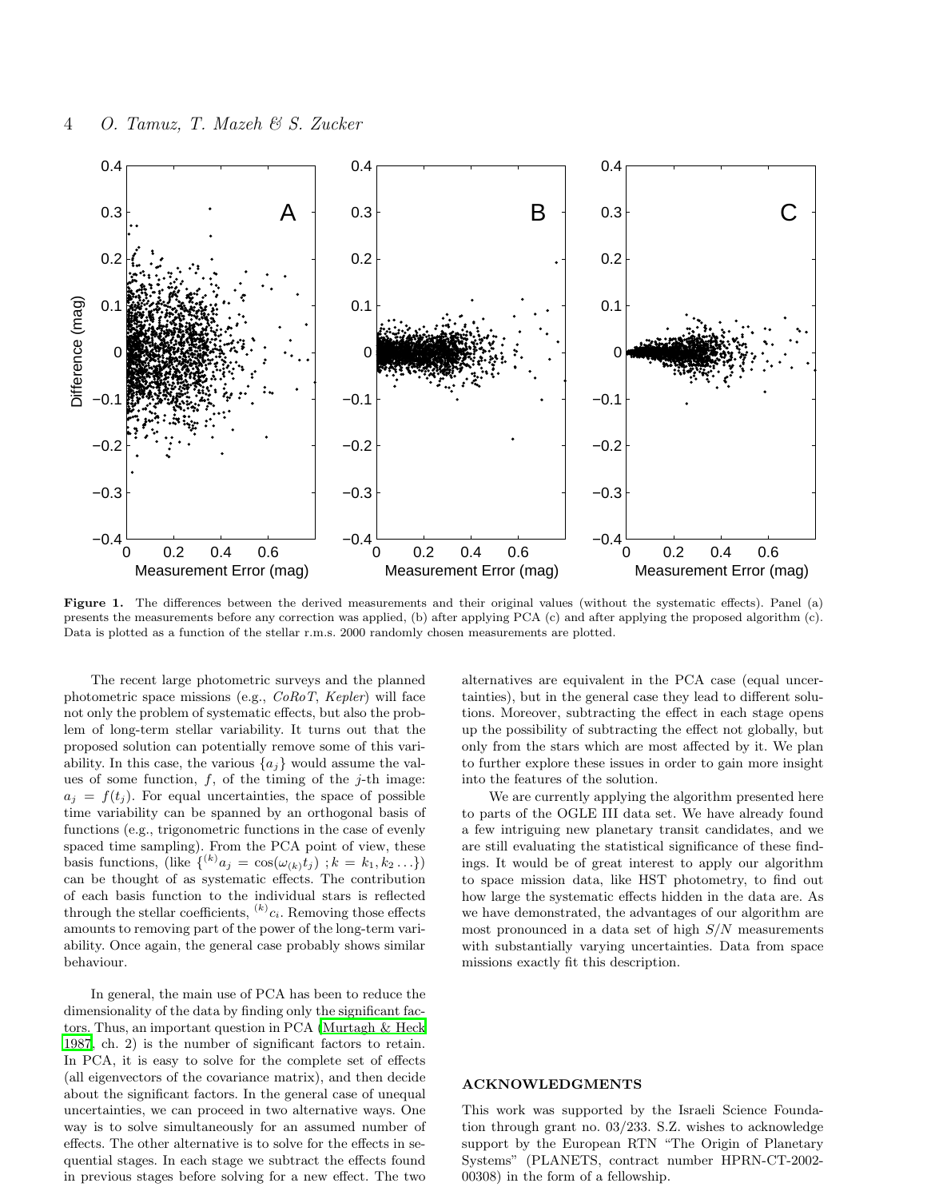**Figure 1.** The differences between the derived measurements and their original values (without the systematic effects). Panel (a) presents the measurements before any correction was applied, (b) after applying PCA (c) and after applying the proposed algorithm (c). Data is plotted as a function of the stellar r.m.s. 2000 randomly chosen measurements are plotted.

The recent large photometric surveys and the planned photometric space missions (e.g., *CoRoT*, *Kepler*) will face not only the problem of systematic effects, but also the problem of long-term stellar variability. It turns out that the proposed solution can potentially remove some of this variability. In this case, the various $\{a_j\}$ would assume the values of some function, $f$, of the timing of the $j$-th image: $a_j = f(t_j)$. For equal uncertainties, the space of possible time variability can be spanned by an orthogonal basis of functions (e.g., trigonometric functions in the case of evenly spaced time sampling). From the PCA point of view, these basis functions, (like $\{^{(k)}a_j = \cos(\omega_{(k)}t_j)\ ; k = k_1, k_2 \ldots\}$) can be thought of as systematic effects. The contribution of each basis function to the individual stars is reflected through the stellar coefficients, $^{(k)}c_i$. Removing those effects amounts to removing part of the power of the long-term variability. Once again, the general case probably shows similar behaviour.

In general, the main use of PCA has been to reduce the dimensionality of the data by finding only the significant factors. Thus, an important question in PCA (Murtagh & Heck 1987, ch. 2) is the number of significant factors to retain. In PCA, it is easy to solve for the complete set of effects (all eigenvectors of the covariance matrix), and then decide about the significant factors. In the general case of unequal uncertainties, we can proceed in two alternative ways. One way is to solve simultaneously for an assumed number of effects. The other alternative is to solve for the effects in sequential stages. In each stage we subtract the effects found in previous stages before solving for a new effect. The two alternatives are equivalent in the PCA case (equal uncertainties), but in the general case they lead to different solutions. Moreover, subtracting the effect in each stage opens up the possibility of subtracting the effect not globally, but only from the stars which are most affected by it. We plan to further explore these issues in order to gain more insight into the features of the solution.

We are currently applying the algorithm presented here to parts of the OGLE III data set. We have already found a few intriguing new planetary transit candidates, and we are still evaluating the statistical significance of these findings. It would be of great interest to apply our algorithm to space mission data, like HST photometry, to find out how large the systematic effects hidden in the data are. As we have demonstrated, the advantages of our algorithm are most pronounced in a data set of high $S/N$ measurements with substantially varying uncertainties. Data from space missions exactly fit this description.

## ACKNOWLEDGMENTS

This work was supported by the Israeli Science Foundation through grant no. 03/233. S.Z. wishes to acknowledge support by the European RTN "The Origin of Planetary Systems" (PLANETS, contract number HPRN-CT-2002-00308) in the form of a fellowship.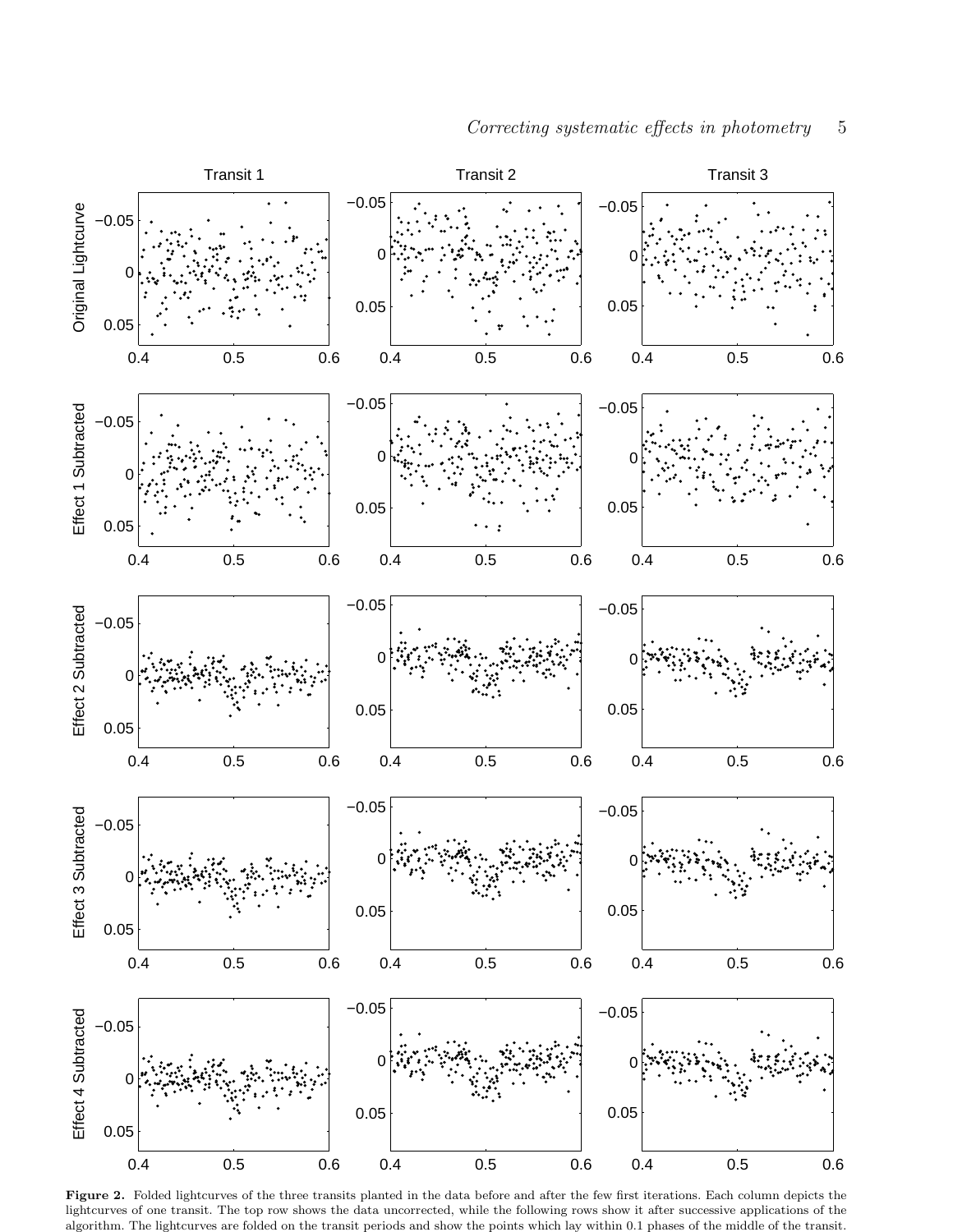**Figure 2.** Folded lightcurves of the three transits planted in the data before and after the few first iterations. Each column depicts the lightcurves of one transit. The top row shows the data uncorrected, while the following rows show it after successive applications of the algorithm. The lightcurves are folded on the transit periods and show the points which lay within 0.1 phases of the middle of the transit.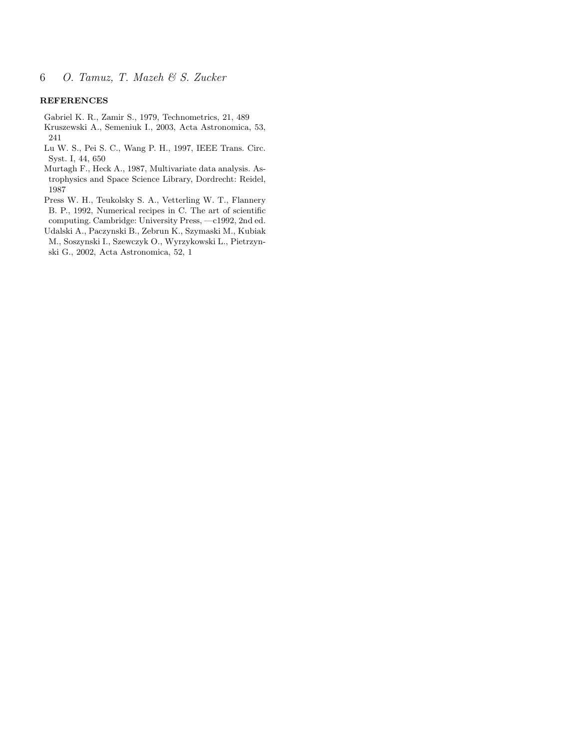## REFERENCES

Gabriel K. R., Zamir S., 1979, Technometrics, 21, 489

Kruszewski A., Semeniuk I., 2003, Acta Astronomica, 53, 241

Lu W. S., Pei S. C., Wang P. H., 1997, IEEE Trans. Circ. Syst. I, 44, 650

Murtagh F., Heck A., 1987, Multivariate data analysis. Astrophysics and Space Science Library, Dordrecht: Reidel, 1987

Press W. H., Teukolsky S. A., Vetterling W. T., Flannery B. P., 1992, Numerical recipes in C. The art of scientific computing. Cambridge: University Press, —c1992, 2nd ed.

Udalski A., Paczynski B., Zebrun K., Szymaski M., Kubiak M., Soszynski I., Szewczyk O., Wyrzykowski L., Pietrzynski G., 2002, Acta Astronomica, 52, 1